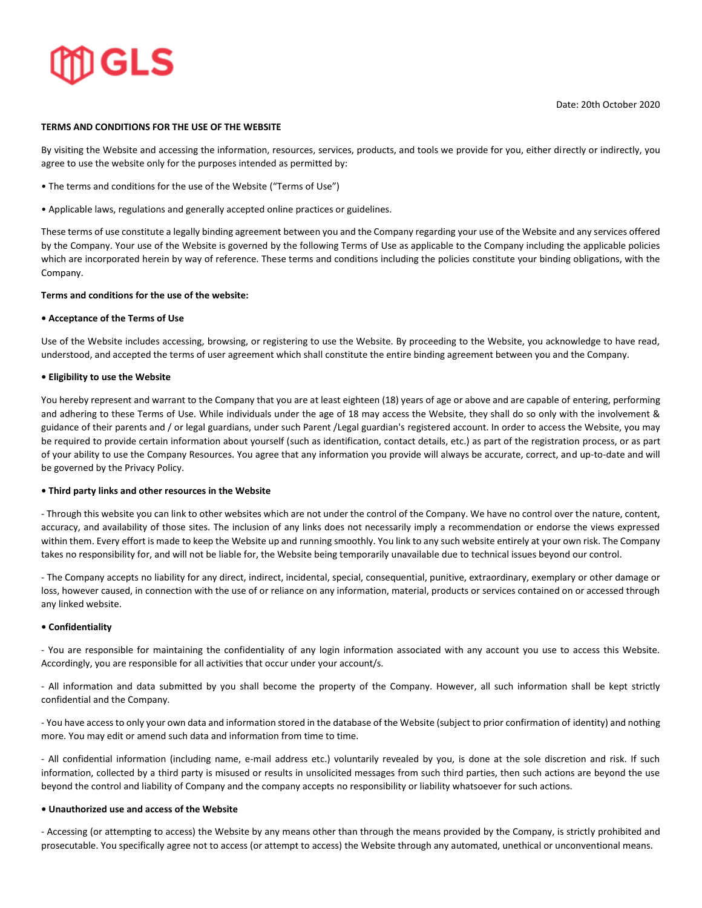GLS

Date: 20th October 2020

**TERMS AND CONDITIONS FOR THE USE OF THE WEBSITE**

By visiting the Website and accessing the information, resources, services, products, and tools we provide for you, either directly or indirectly, you agree to use the website only for the purposes intended as permitted by:

• The terms and conditions for the use of the Website ("Terms of Use")

• Applicable laws, regulations and generally accepted online practices or guidelines.

These terms of use constitute a legally binding agreement between you and the Company regarding your use of the Website and any services offered by the Company. Your use of the Website is governed by the following Terms of Use as applicable to the Company including the applicable policies which are incorporated herein by way of reference. These terms and conditions including the policies constitute your binding obligations, with the Company.

**Terms and conditions for the use of the website:**

**• Acceptance of the Terms of Use**

Use of the Website includes accessing, browsing, or registering to use the Website. By proceeding to the Website, you acknowledge to have read, understood, and accepted the terms of user agreement which shall constitute the entire binding agreement between you and the Company.

**• Eligibility to use the Website**

You hereby represent and warrant to the Company that you are at least eighteen (18) years of age or above and are capable of entering, performing and adhering to these Terms of Use. While individuals under the age of 18 may access the Website, they shall do so only with the involvement & guidance of their parents and / or legal guardians, under such Parent /Legal guardian's registered account. In order to access the Website, you may be required to provide certain information about yourself (such as identification, contact details, etc.) as part of the registration process, or as part of your ability to use the Company Resources. You agree that any information you provide will always be accurate, correct, and up-to-date and will be governed by the Privacy Policy.

**• Third party links and other resources in the Website**

- Through this website you can link to other websites which are not under the control of the Company. We have no control over the nature, content, accuracy, and availability of those sites. The inclusion of any links does not necessarily imply a recommendation or endorse the views expressed within them. Every effort is made to keep the Website up and running smoothly. You link to any such website entirely at your own risk. The Company takes no responsibility for, and will not be liable for, the Website being temporarily unavailable due to technical issues beyond our control.

- The Company accepts no liability for any direct, indirect, incidental, special, consequential, punitive, extraordinary, exemplary or other damage or loss, however caused, in connection with the use of or reliance on any information, material, products or services contained on or accessed through any linked website.

**• Confidentiality**

- You are responsible for maintaining the confidentiality of any login information associated with any account you use to access this Website. Accordingly, you are responsible for all activities that occur under your account/s.

- All information and data submitted by you shall become the property of the Company. However, all such information shall be kept strictly confidential and the Company.

- You have access to only your own data and information stored in the database of the Website (subject to prior confirmation of identity) and nothing more. You may edit or amend such data and information from time to time.

- All confidential information (including name, e-mail address etc.) voluntarily revealed by you, is done at the sole discretion and risk. If such information, collected by a third party is misused or results in unsolicited messages from such third parties, then such actions are beyond the use beyond the control and liability of Company and the company accepts no responsibility or liability whatsoever for such actions.

**• Unauthorized use and access of the Website**

- Accessing (or attempting to access) the Website by any means other than through the means provided by the Company, is strictly prohibited and prosecutable. You specifically agree not to access (or attempt to access) the Website through any automated, unethical or unconventional means.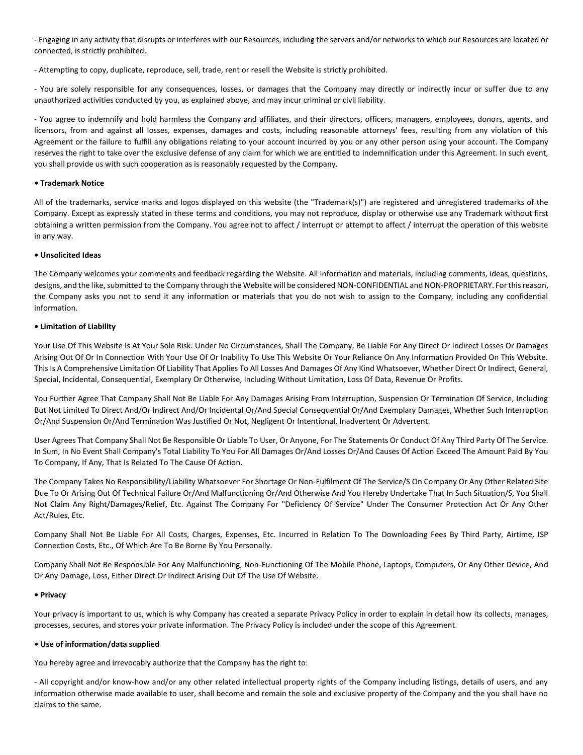- Engaging in any activity that disrupts or interferes with our Resources, including the servers and/or networks to which our Resources are located or connected, is strictly prohibited.

- Attempting to copy, duplicate, reproduce, sell, trade, rent or resell the Website is strictly prohibited.

- You are solely responsible for any consequences, losses, or damages that the Company may directly or indirectly incur or suffer due to any unauthorized activities conducted by you, as explained above, and may incur criminal or civil liability.

- You agree to indemnify and hold harmless the Company and affiliates, and their directors, officers, managers, employees, donors, agents, and licensors, from and against all losses, expenses, damages and costs, including reasonable attorneys' fees, resulting from any violation of this Agreement or the failure to fulfill any obligations relating to your account incurred by you or any other person using your account. The Company reserves the right to take over the exclusive defense of any claim for which we are entitled to indemnification under this Agreement. In such event, you shall provide us with such cooperation as is reasonably requested by the Company.

**• Trademark Notice**

All of the trademarks, service marks and logos displayed on this website (the "Trademark(s)") are registered and unregistered trademarks of the Company. Except as expressly stated in these terms and conditions, you may not reproduce, display or otherwise use any Trademark without first obtaining a written permission from the Company. You agree not to affect / interrupt or attempt to affect / interrupt the operation of this website in any way.

**• Unsolicited Ideas**

The Company welcomes your comments and feedback regarding the Website. All information and materials, including comments, ideas, questions, designs, and the like, submitted to the Company through the Website will be considered NON-CONFIDENTIAL and NON-PROPRIETARY. For this reason, the Company asks you not to send it any information or materials that you do not wish to assign to the Company, including any confidential information.

**• Limitation of Liability**

Your Use Of This Website Is At Your Sole Risk. Under No Circumstances, Shall The Company, Be Liable For Any Direct Or Indirect Losses Or Damages Arising Out Of Or In Connection With Your Use Of Or Inability To Use This Website Or Your Reliance On Any Information Provided On This Website. This Is A Comprehensive Limitation Of Liability That Applies To All Losses And Damages Of Any Kind Whatsoever, Whether Direct Or Indirect, General, Special, Incidental, Consequential, Exemplary Or Otherwise, Including Without Limitation, Loss Of Data, Revenue Or Profits.

You Further Agree That Company Shall Not Be Liable For Any Damages Arising From Interruption, Suspension Or Termination Of Service, Including But Not Limited To Direct And/Or Indirect And/Or Incidental Or/And Special Consequential Or/And Exemplary Damages, Whether Such Interruption Or/And Suspension Or/And Termination Was Justified Or Not, Negligent Or Intentional, Inadvertent Or Advertent.

User Agrees That Company Shall Not Be Responsible Or Liable To User, Or Anyone, For The Statements Or Conduct Of Any Third Party Of The Service. In Sum, In No Event Shall Company's Total Liability To You For All Damages Or/And Losses Or/And Causes Of Action Exceed The Amount Paid By You To Company, If Any, That Is Related To The Cause Of Action.

The Company Takes No Responsibility/Liability Whatsoever For Shortage Or Non-Fulfilment Of The Service/S On Company Or Any Other Related Site Due To Or Arising Out Of Technical Failure Or/And Malfunctioning Or/And Otherwise And You Hereby Undertake That In Such Situation/S, You Shall Not Claim Any Right/Damages/Relief, Etc. Against The Company For "Deficiency Of Service" Under The Consumer Protection Act Or Any Other Act/Rules, Etc.

Company Shall Not Be Liable For All Costs, Charges, Expenses, Etc. Incurred in Relation To The Downloading Fees By Third Party, Airtime, ISP Connection Costs, Etc., Of Which Are To Be Borne By You Personally.

Company Shall Not Be Responsible For Any Malfunctioning, Non-Functioning Of The Mobile Phone, Laptops, Computers, Or Any Other Device, And Or Any Damage, Loss, Either Direct Or Indirect Arising Out Of The Use Of Website.

**• Privacy**

Your privacy is important to us, which is why Company has created a separate Privacy Policy in order to explain in detail how its collects, manages, processes, secures, and stores your private information. The Privacy Policy is included under the scope of this Agreement.

**• Use of information/data supplied**

You hereby agree and irrevocably authorize that the Company has the right to:

- All copyright and/or know-how and/or any other related intellectual property rights of the Company including listings, details of users, and any information otherwise made available to user, shall become and remain the sole and exclusive property of the Company and the you shall have no claims to the same.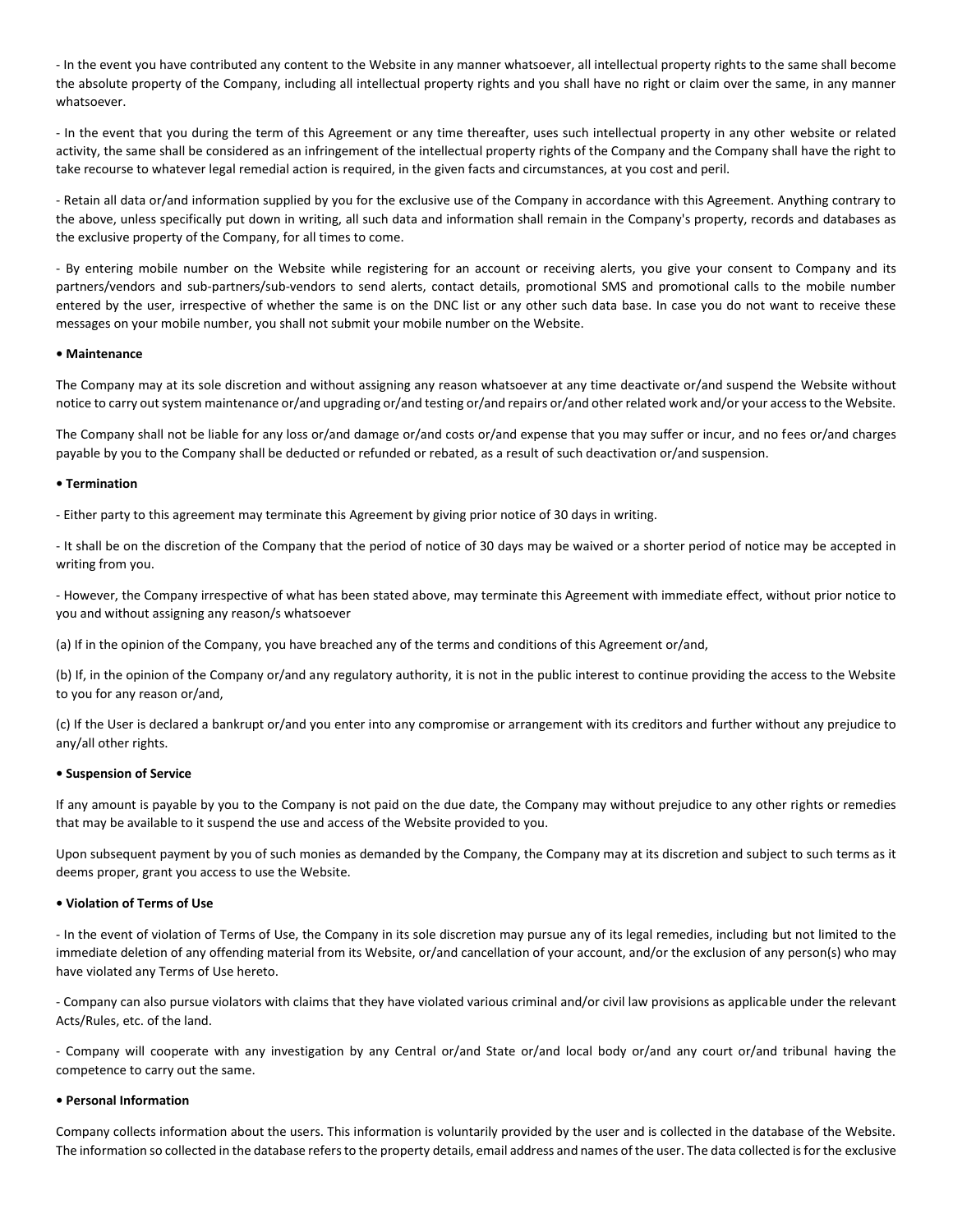- In the event you have contributed any content to the Website in any manner whatsoever, all intellectual property rights to the same shall become the absolute property of the Company, including all intellectual property rights and you shall have no right or claim over the same, in any manner whatsoever.

- In the event that you during the term of this Agreement or any time thereafter, uses such intellectual property in any other website or related activity, the same shall be considered as an infringement of the intellectual property rights of the Company and the Company shall have the right to take recourse to whatever legal remedial action is required, in the given facts and circumstances, at you cost and peril.

- Retain all data or/and information supplied by you for the exclusive use of the Company in accordance with this Agreement. Anything contrary to the above, unless specifically put down in writing, all such data and information shall remain in the Company's property, records and databases as the exclusive property of the Company, for all times to come.

- By entering mobile number on the Website while registering for an account or receiving alerts, you give your consent to Company and its partners/vendors and sub-partners/sub-vendors to send alerts, contact details, promotional SMS and promotional calls to the mobile number entered by the user, irrespective of whether the same is on the DNC list or any other such data base. In case you do not want to receive these messages on your mobile number, you shall not submit your mobile number on the Website.

**• Maintenance**

The Company may at its sole discretion and without assigning any reason whatsoever at any time deactivate or/and suspend the Website without notice to carry out system maintenance or/and upgrading or/and testing or/and repairs or/and other related work and/or your access to the Website.

The Company shall not be liable for any loss or/and damage or/and costs or/and expense that you may suffer or incur, and no fees or/and charges payable by you to the Company shall be deducted or refunded or rebated, as a result of such deactivation or/and suspension.

**• Termination**

- Either party to this agreement may terminate this Agreement by giving prior notice of 30 days in writing.

- It shall be on the discretion of the Company that the period of notice of 30 days may be waived or a shorter period of notice may be accepted in writing from you.

- However, the Company irrespective of what has been stated above, may terminate this Agreement with immediate effect, without prior notice to you and without assigning any reason/s whatsoever

(a) If in the opinion of the Company, you have breached any of the terms and conditions of this Agreement or/and,

(b) If, in the opinion of the Company or/and any regulatory authority, it is not in the public interest to continue providing the access to the Website to you for any reason or/and,

(c) If the User is declared a bankrupt or/and you enter into any compromise or arrangement with its creditors and further without any prejudice to any/all other rights.

**• Suspension of Service**

If any amount is payable by you to the Company is not paid on the due date, the Company may without prejudice to any other rights or remedies that may be available to it suspend the use and access of the Website provided to you.

Upon subsequent payment by you of such monies as demanded by the Company, the Company may at its discretion and subject to such terms as it deems proper, grant you access to use the Website.

**• Violation of Terms of Use**

- In the event of violation of Terms of Use, the Company in its sole discretion may pursue any of its legal remedies, including but not limited to the immediate deletion of any offending material from its Website, or/and cancellation of your account, and/or the exclusion of any person(s) who may have violated any Terms of Use hereto.

- Company can also pursue violators with claims that they have violated various criminal and/or civil law provisions as applicable under the relevant Acts/Rules, etc. of the land.

- Company will cooperate with any investigation by any Central or/and State or/and local body or/and any court or/and tribunal having the competence to carry out the same.

**• Personal Information**

Company collects information about the users. This information is voluntarily provided by the user and is collected in the database of the Website. The information so collected in the database refers to the property details, email address and names of the user. The data collected is for the exclusive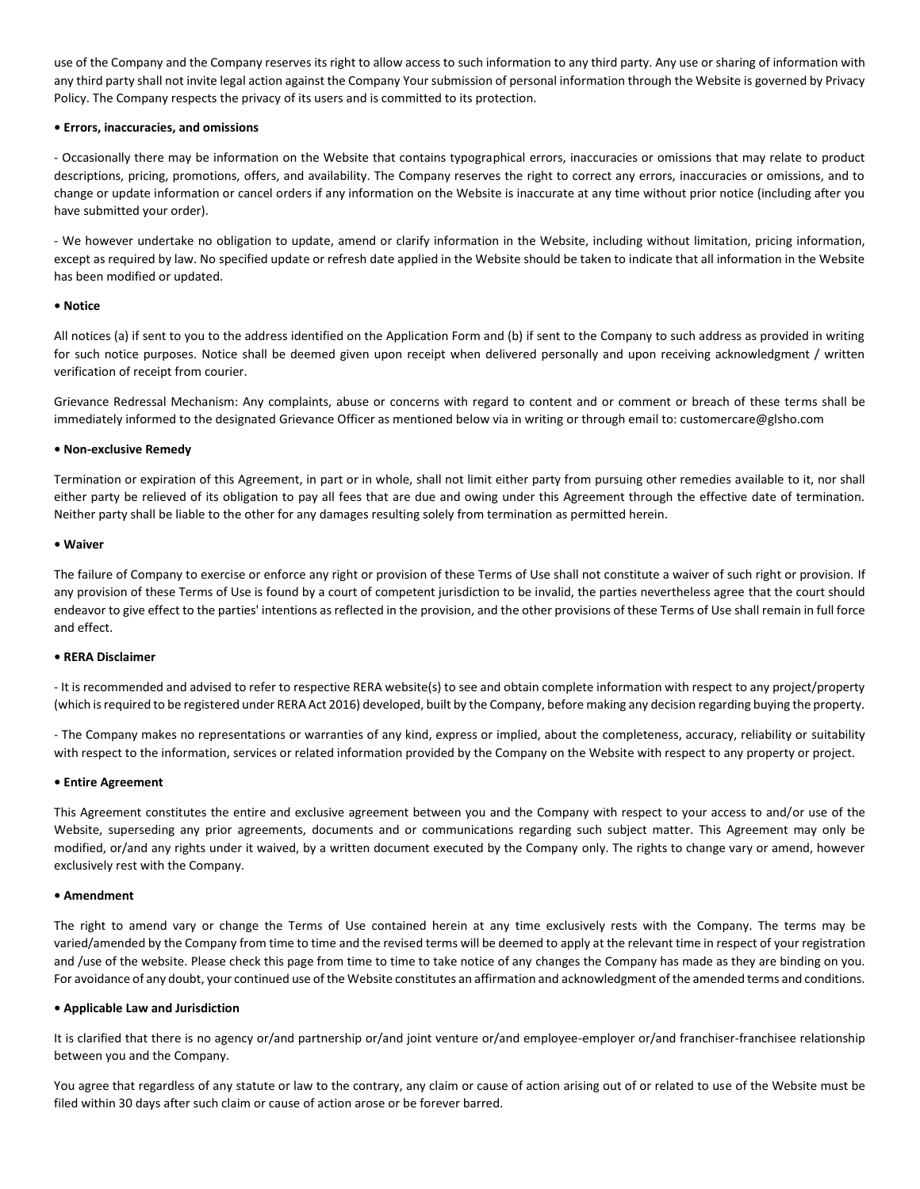use of the Company and the Company reserves its right to allow access to such information to any third party. Any use or sharing of information with any third party shall not invite legal action against the Company Your submission of personal information through the Website is governed by Privacy Policy. The Company respects the privacy of its users and is committed to its protection.

**• Errors, inaccuracies, and omissions**

- Occasionally there may be information on the Website that contains typographical errors, inaccuracies or omissions that may relate to product descriptions, pricing, promotions, offers, and availability. The Company reserves the right to correct any errors, inaccuracies or omissions, and to change or update information or cancel orders if any information on the Website is inaccurate at any time without prior notice (including after you have submitted your order).

- We however undertake no obligation to update, amend or clarify information in the Website, including without limitation, pricing information, except as required by law. No specified update or refresh date applied in the Website should be taken to indicate that all information in the Website has been modified or updated.

**• Notice**

All notices (a) if sent to you to the address identified on the Application Form and (b) if sent to the Company to such address as provided in writing for such notice purposes. Notice shall be deemed given upon receipt when delivered personally and upon receiving acknowledgment / written verification of receipt from courier.

Grievance Redressal Mechanism: Any complaints, abuse or concerns with regard to content and or comment or breach of these terms shall be immediately informed to the designated Grievance Officer as mentioned below via in writing or through email to: customercare@glsho.com

**• Non-exclusive Remedy**

Termination or expiration of this Agreement, in part or in whole, shall not limit either party from pursuing other remedies available to it, nor shall either party be relieved of its obligation to pay all fees that are due and owing under this Agreement through the effective date of termination. Neither party shall be liable to the other for any damages resulting solely from termination as permitted herein.

**• Waiver**

The failure of Company to exercise or enforce any right or provision of these Terms of Use shall not constitute a waiver of such right or provision. If any provision of these Terms of Use is found by a court of competent jurisdiction to be invalid, the parties nevertheless agree that the court should endeavor to give effect to the parties' intentions as reflected in the provision, and the other provisions of these Terms of Use shall remain in full force and effect.

**• RERA Disclaimer**

- It is recommended and advised to refer to respective RERA website(s) to see and obtain complete information with respect to any project/property (which is required to be registered under RERA Act 2016) developed, built by the Company, before making any decision regarding buying the property.

- The Company makes no representations or warranties of any kind, express or implied, about the completeness, accuracy, reliability or suitability with respect to the information, services or related information provided by the Company on the Website with respect to any property or project.

**• Entire Agreement**

This Agreement constitutes the entire and exclusive agreement between you and the Company with respect to your access to and/or use of the Website, superseding any prior agreements, documents and or communications regarding such subject matter. This Agreement may only be modified, or/and any rights under it waived, by a written document executed by the Company only. The rights to change vary or amend, however exclusively rest with the Company.

**• Amendment**

The right to amend vary or change the Terms of Use contained herein at any time exclusively rests with the Company. The terms may be varied/amended by the Company from time to time and the revised terms will be deemed to apply at the relevant time in respect of your registration and /use of the website. Please check this page from time to time to take notice of any changes the Company has made as they are binding on you. For avoidance of any doubt, your continued use of the Website constitutes an affirmation and acknowledgment of the amended terms and conditions.

**• Applicable Law and Jurisdiction**

It is clarified that there is no agency or/and partnership or/and joint venture or/and employee-employer or/and franchiser-franchisee relationship between you and the Company.

You agree that regardless of any statute or law to the contrary, any claim or cause of action arising out of or related to use of the Website must be filed within 30 days after such claim or cause of action arose or be forever barred.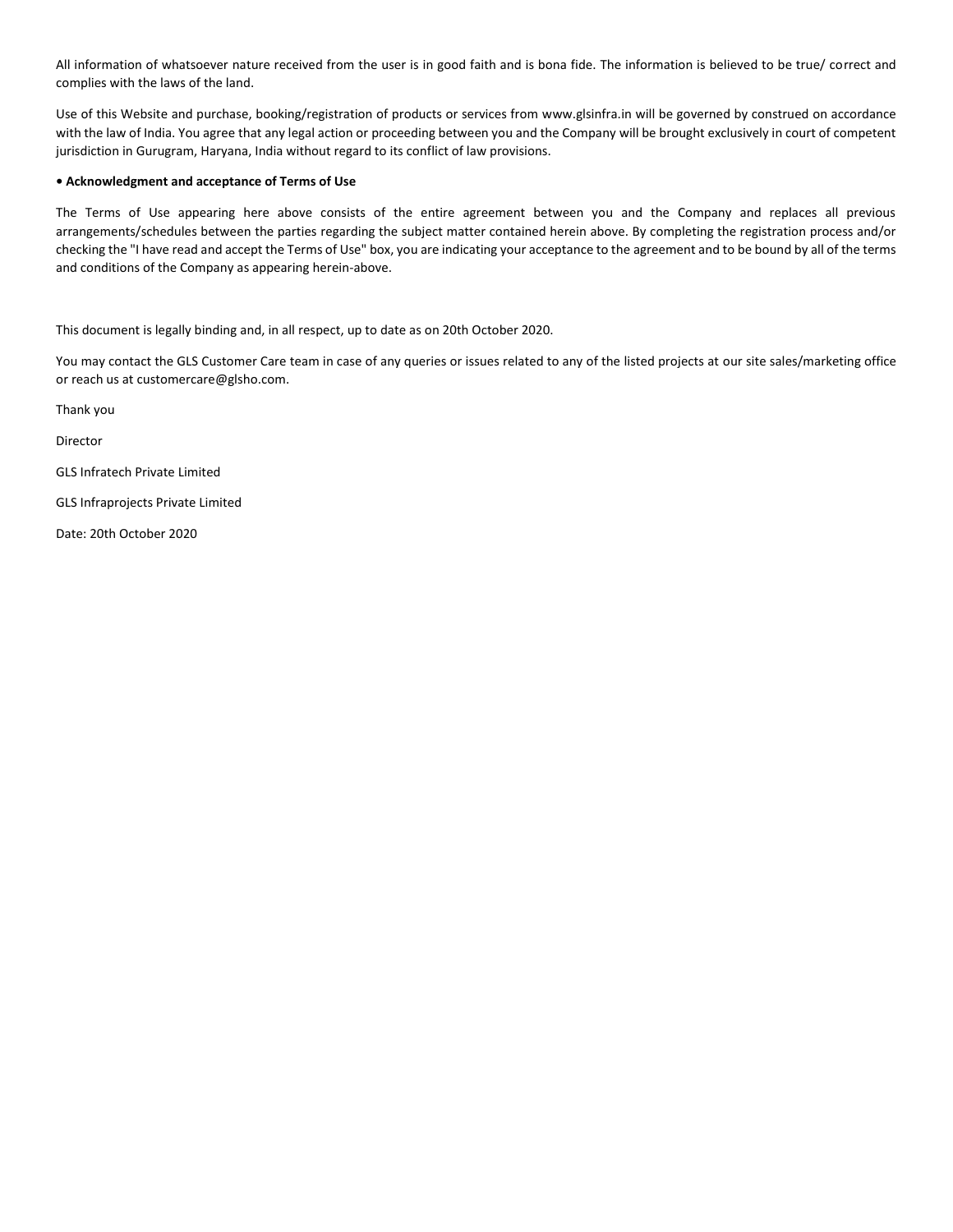All information of whatsoever nature received from the user is in good faith and is bona fide. The information is believed to be true/ correct and complies with the laws of the land.

Use of this Website and purchase, booking/registration of products or services from www.glsinfra.in will be governed by construed on accordance with the law of India. You agree that any legal action or proceeding between you and the Company will be brought exclusively in court of competent jurisdiction in Gurugram, Haryana, India without regard to its conflict of law provisions.

**• Acknowledgment and acceptance of Terms of Use**

The Terms of Use appearing here above consists of the entire agreement between you and the Company and replaces all previous arrangements/schedules between the parties regarding the subject matter contained herein above. By completing the registration process and/or checking the "I have read and accept the Terms of Use" box, you are indicating your acceptance to the agreement and to be bound by all of the terms and conditions of the Company as appearing herein-above.

This document is legally binding and, in all respect, up to date as on 20th October 2020.

You may contact the GLS Customer Care team in case of any queries or issues related to any of the listed projects at our site sales/marketing office or reach us at customercare@glsho.com.

Thank you

Director

GLS Infratech Private Limited

GLS Infraprojects Private Limited

Date: 20th October 2020